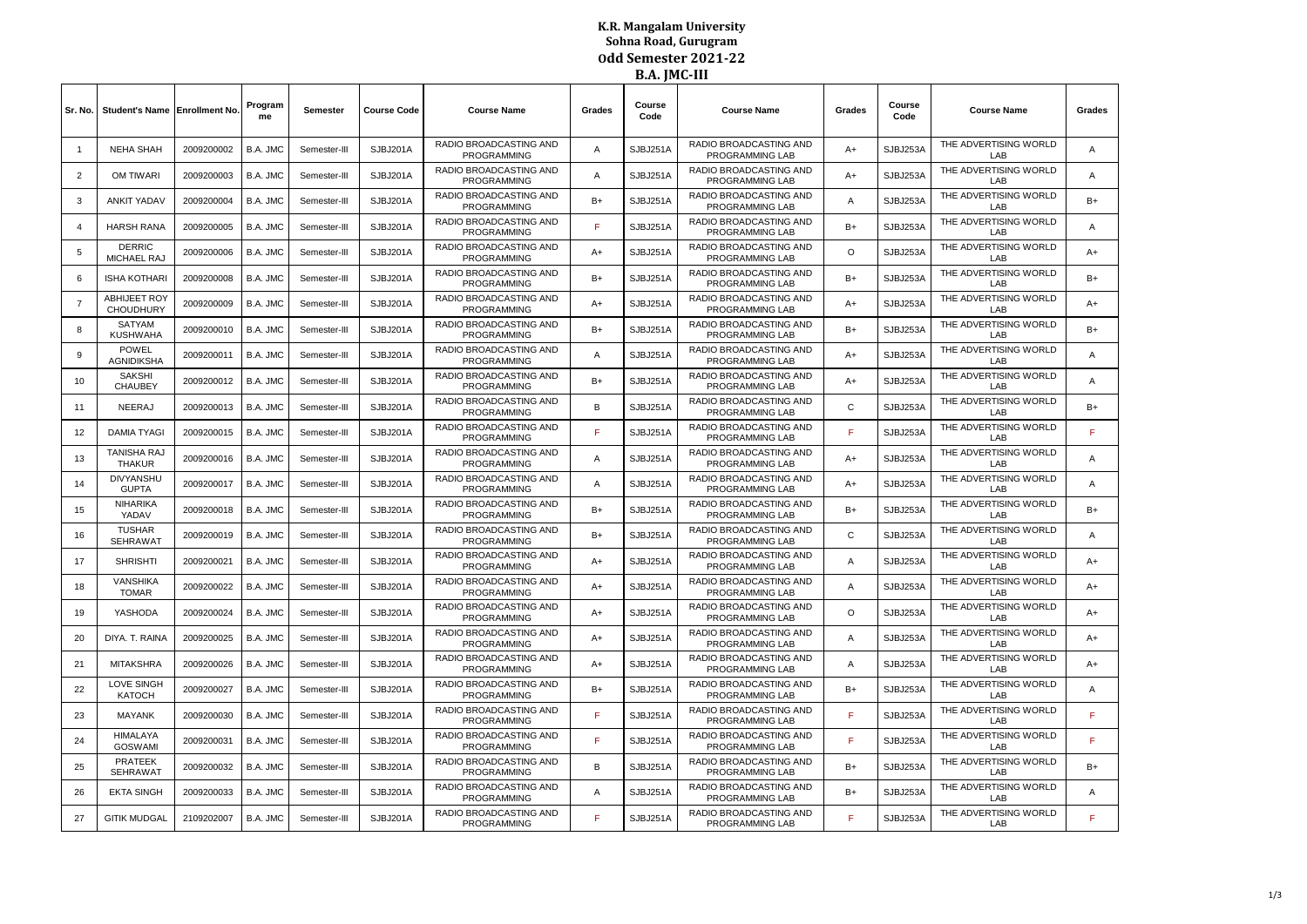# K.R. Mangalam University
## Sohna Road, Gurugram
## Odd Semester 2021-22
## B.A. JMC-III

| Sr. No. | Student's Name | Enrollment No. | Programme | Semester | Course Code | Course Name | Grades | Course Code | Course Name | Grades | Course Code | Course Name | Grades |
|---|---|---|---|---|---|---|---|---|---|---|---|---|---|
| 1 | NEHA SHAH | 2009200002 | B.A. JMC | Semester-III | SJBJ201A | RADIO BROADCASTING AND PROGRAMMING | A | SJBJ251A | RADIO BROADCASTING AND PROGRAMMING LAB | A+ | SJBJ253A | THE ADVERTISING WORLD LAB | A |
| 2 | OM TIWARI | 2009200003 | B.A. JMC | Semester-III | SJBJ201A | RADIO BROADCASTING AND PROGRAMMING | A | SJBJ251A | RADIO BROADCASTING AND PROGRAMMING LAB | A+ | SJBJ253A | THE ADVERTISING WORLD LAB | A |
| 3 | ANKIT YADAV | 2009200004 | B.A. JMC | Semester-III | SJBJ201A | RADIO BROADCASTING AND PROGRAMMING | B+ | SJBJ251A | RADIO BROADCASTING AND PROGRAMMING LAB | A | SJBJ253A | THE ADVERTISING WORLD LAB | B+ |
| 4 | HARSH RANA | 2009200005 | B.A. JMC | Semester-III | SJBJ201A | RADIO BROADCASTING AND PROGRAMMING | F | SJBJ251A | RADIO BROADCASTING AND PROGRAMMING LAB | B+ | SJBJ253A | THE ADVERTISING WORLD LAB | A |
| 5 | DERRIC MICHAEL RAJ | 2009200006 | B.A. JMC | Semester-III | SJBJ201A | RADIO BROADCASTING AND PROGRAMMING | A+ | SJBJ251A | RADIO BROADCASTING AND PROGRAMMING LAB | O | SJBJ253A | THE ADVERTISING WORLD LAB | A+ |
| 6 | ISHA KOTHARI | 2009200008 | B.A. JMC | Semester-III | SJBJ201A | RADIO BROADCASTING AND PROGRAMMING | B+ | SJBJ251A | RADIO BROADCASTING AND PROGRAMMING LAB | B+ | SJBJ253A | THE ADVERTISING WORLD LAB | B+ |
| 7 | ABHIJEET ROY CHOUDHURY | 2009200009 | B.A. JMC | Semester-III | SJBJ201A | RADIO BROADCASTING AND PROGRAMMING | A+ | SJBJ251A | RADIO BROADCASTING AND PROGRAMMING LAB | A+ | SJBJ253A | THE ADVERTISING WORLD LAB | A+ |
| 8 | SATYAM KUSHWAHA | 2009200010 | B.A. JMC | Semester-III | SJBJ201A | RADIO BROADCASTING AND PROGRAMMING | B+ | SJBJ251A | RADIO BROADCASTING AND PROGRAMMING LAB | B+ | SJBJ253A | THE ADVERTISING WORLD LAB | B+ |
| 9 | POWEL AGNIDIKSHA | 2009200011 | B.A. JMC | Semester-III | SJBJ201A | RADIO BROADCASTING AND PROGRAMMING | A | SJBJ251A | RADIO BROADCASTING AND PROGRAMMING LAB | A+ | SJBJ253A | THE ADVERTISING WORLD LAB | A |
| 10 | SAKSHI CHAUBEY | 2009200012 | B.A. JMC | Semester-III | SJBJ201A | RADIO BROADCASTING AND PROGRAMMING | B+ | SJBJ251A | RADIO BROADCASTING AND PROGRAMMING LAB | A+ | SJBJ253A | THE ADVERTISING WORLD LAB | A |
| 11 | NEERAJ | 2009200013 | B.A. JMC | Semester-III | SJBJ201A | RADIO BROADCASTING AND PROGRAMMING | B | SJBJ251A | RADIO BROADCASTING AND PROGRAMMING LAB | C | SJBJ253A | THE ADVERTISING WORLD LAB | B+ |
| 12 | DAMIA TYAGI | 2009200015 | B.A. JMC | Semester-III | SJBJ201A | RADIO BROADCASTING AND PROGRAMMING | F | SJBJ251A | RADIO BROADCASTING AND PROGRAMMING LAB | F | SJBJ253A | THE ADVERTISING WORLD LAB | F |
| 13 | TANISHA RAJ THAKUR | 2009200016 | B.A. JMC | Semester-III | SJBJ201A | RADIO BROADCASTING AND PROGRAMMING | A | SJBJ251A | RADIO BROADCASTING AND PROGRAMMING LAB | A+ | SJBJ253A | THE ADVERTISING WORLD LAB | A |
| 14 | DIVYANSHU GUPTA | 2009200017 | B.A. JMC | Semester-III | SJBJ201A | RADIO BROADCASTING AND PROGRAMMING | A | SJBJ251A | RADIO BROADCASTING AND PROGRAMMING LAB | A+ | SJBJ253A | THE ADVERTISING WORLD LAB | A |
| 15 | NIHARIKA YADAV | 2009200018 | B.A. JMC | Semester-III | SJBJ201A | RADIO BROADCASTING AND PROGRAMMING | B+ | SJBJ251A | RADIO BROADCASTING AND PROGRAMMING LAB | B+ | SJBJ253A | THE ADVERTISING WORLD LAB | B+ |
| 16 | TUSHAR SEHRAWAT | 2009200019 | B.A. JMC | Semester-III | SJBJ201A | RADIO BROADCASTING AND PROGRAMMING | B+ | SJBJ251A | RADIO BROADCASTING AND PROGRAMMING LAB | C | SJBJ253A | THE ADVERTISING WORLD LAB | A |
| 17 | SHRISHTI | 2009200021 | B.A. JMC | Semester-III | SJBJ201A | RADIO BROADCASTING AND PROGRAMMING | A+ | SJBJ251A | RADIO BROADCASTING AND PROGRAMMING LAB | A | SJBJ253A | THE ADVERTISING WORLD LAB | A+ |
| 18 | VANSHIKA TOMAR | 2009200022 | B.A. JMC | Semester-III | SJBJ201A | RADIO BROADCASTING AND PROGRAMMING | A+ | SJBJ251A | RADIO BROADCASTING AND PROGRAMMING LAB | A | SJBJ253A | THE ADVERTISING WORLD LAB | A+ |
| 19 | YASHODA | 2009200024 | B.A. JMC | Semester-III | SJBJ201A | RADIO BROADCASTING AND PROGRAMMING | A+ | SJBJ251A | RADIO BROADCASTING AND PROGRAMMING LAB | O | SJBJ253A | THE ADVERTISING WORLD LAB | A+ |
| 20 | DIYA. T. RAINA | 2009200025 | B.A. JMC | Semester-III | SJBJ201A | RADIO BROADCASTING AND PROGRAMMING | A+ | SJBJ251A | RADIO BROADCASTING AND PROGRAMMING LAB | A | SJBJ253A | THE ADVERTISING WORLD LAB | A+ |
| 21 | MITAKSHRA | 2009200026 | B.A. JMC | Semester-III | SJBJ201A | RADIO BROADCASTING AND PROGRAMMING | A+ | SJBJ251A | RADIO BROADCASTING AND PROGRAMMING LAB | A | SJBJ253A | THE ADVERTISING WORLD LAB | A+ |
| 22 | LOVE SINGH KATOCH | 2009200027 | B.A. JMC | Semester-III | SJBJ201A | RADIO BROADCASTING AND PROGRAMMING | B+ | SJBJ251A | RADIO BROADCASTING AND PROGRAMMING LAB | B+ | SJBJ253A | THE ADVERTISING WORLD LAB | A |
| 23 | MAYANK | 2009200030 | B.A. JMC | Semester-III | SJBJ201A | RADIO BROADCASTING AND PROGRAMMING | F | SJBJ251A | RADIO BROADCASTING AND PROGRAMMING LAB | F | SJBJ253A | THE ADVERTISING WORLD LAB | F |
| 24 | HIMALAYA GOSWAMI | 2009200031 | B.A. JMC | Semester-III | SJBJ201A | RADIO BROADCASTING AND PROGRAMMING | F | SJBJ251A | RADIO BROADCASTING AND PROGRAMMING LAB | F | SJBJ253A | THE ADVERTISING WORLD LAB | F |
| 25 | PRATEEK SEHRAWAT | 2009200032 | B.A. JMC | Semester-III | SJBJ201A | RADIO BROADCASTING AND PROGRAMMING | B | SJBJ251A | RADIO BROADCASTING AND PROGRAMMING LAB | B+ | SJBJ253A | THE ADVERTISING WORLD LAB | B+ |
| 26 | EKTA SINGH | 2009200033 | B.A. JMC | Semester-III | SJBJ201A | RADIO BROADCASTING AND PROGRAMMING | A | SJBJ251A | RADIO BROADCASTING AND PROGRAMMING LAB | B+ | SJBJ253A | THE ADVERTISING WORLD LAB | A |
| 27 | GITIK MUDGAL | 2109202007 | B.A. JMC | Semester-III | SJBJ201A | RADIO BROADCASTING AND PROGRAMMING | F | SJBJ251A | RADIO BROADCASTING AND PROGRAMMING LAB | F | SJBJ253A | THE ADVERTISING WORLD LAB | F |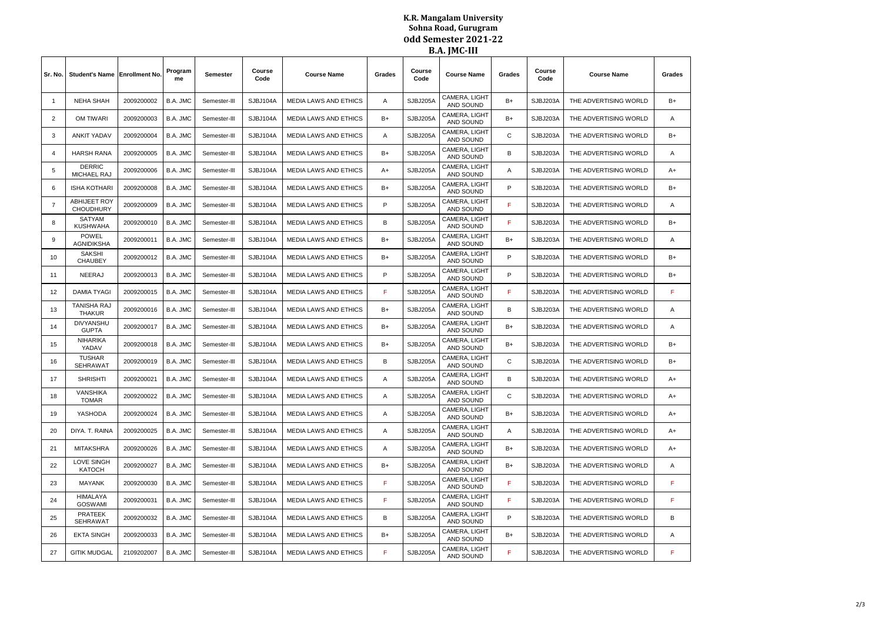# K.R. Mangalam University
## Sohna Road, Gurugram
## Odd Semester 2021-22
## B.A. JMC-III

| Sr. No. | Student's Name | Enrollment No. | Programme | Semester | Course Code | Course Name | Grades | Course Code | Course Name | Grades | Course Code | Course Name | Grades |
|---|---|---|---|---|---|---|---|---|---|---|---|---|---|
| 1 | NEHA SHAH | 2009200002 | B.A. JMC | Semester-III | SJBJ104A | MEDIA LAWS AND ETHICS | A | SJBJ205A | CAMERA, LIGHT AND SOUND | B+ | SJBJ203A | THE ADVERTISING WORLD | B+ |
| 2 | OM TIWARI | 2009200003 | B.A. JMC | Semester-III | SJBJ104A | MEDIA LAWS AND ETHICS | B+ | SJBJ205A | CAMERA, LIGHT AND SOUND | B+ | SJBJ203A | THE ADVERTISING WORLD | A |
| 3 | ANKIT YADAV | 2009200004 | B.A. JMC | Semester-III | SJBJ104A | MEDIA LAWS AND ETHICS | A | SJBJ205A | CAMERA, LIGHT AND SOUND | C | SJBJ203A | THE ADVERTISING WORLD | B+ |
| 4 | HARSH RANA | 2009200005 | B.A. JMC | Semester-III | SJBJ104A | MEDIA LAWS AND ETHICS | B+ | SJBJ205A | CAMERA, LIGHT AND SOUND | B | SJBJ203A | THE ADVERTISING WORLD | A |
| 5 | DERRIC MICHAEL RAJ | 2009200006 | B.A. JMC | Semester-III | SJBJ104A | MEDIA LAWS AND ETHICS | A+ | SJBJ205A | CAMERA, LIGHT AND SOUND | A | SJBJ203A | THE ADVERTISING WORLD | A+ |
| 6 | ISHA KOTHARI | 2009200008 | B.A. JMC | Semester-III | SJBJ104A | MEDIA LAWS AND ETHICS | B+ | SJBJ205A | CAMERA, LIGHT AND SOUND | P | SJBJ203A | THE ADVERTISING WORLD | B+ |
| 7 | ABHIJEET ROY CHOUDHURY | 2009200009 | B.A. JMC | Semester-III | SJBJ104A | MEDIA LAWS AND ETHICS | P | SJBJ205A | CAMERA, LIGHT AND SOUND | F | SJBJ203A | THE ADVERTISING WORLD | A |
| 8 | SATYAM KUSHWAHA | 2009200010 | B.A. JMC | Semester-III | SJBJ104A | MEDIA LAWS AND ETHICS | B | SJBJ205A | CAMERA, LIGHT AND SOUND | F | SJBJ203A | THE ADVERTISING WORLD | B+ |
| 9 | POWEL AGNIDIKSHA | 2009200011 | B.A. JMC | Semester-III | SJBJ104A | MEDIA LAWS AND ETHICS | B+ | SJBJ205A | CAMERA, LIGHT AND SOUND | B+ | SJBJ203A | THE ADVERTISING WORLD | A |
| 10 | SAKSHI CHAUBEY | 2009200012 | B.A. JMC | Semester-III | SJBJ104A | MEDIA LAWS AND ETHICS | B+ | SJBJ205A | CAMERA, LIGHT AND SOUND | P | SJBJ203A | THE ADVERTISING WORLD | B+ |
| 11 | NEERAJ | 2009200013 | B.A. JMC | Semester-III | SJBJ104A | MEDIA LAWS AND ETHICS | P | SJBJ205A | CAMERA, LIGHT AND SOUND | P | SJBJ203A | THE ADVERTISING WORLD | B+ |
| 12 | DAMIA TYAGI | 2009200015 | B.A. JMC | Semester-III | SJBJ104A | MEDIA LAWS AND ETHICS | F | SJBJ205A | CAMERA, LIGHT AND SOUND | F | SJBJ203A | THE ADVERTISING WORLD | F |
| 13 | TANISHA RAJ THAKUR | 2009200016 | B.A. JMC | Semester-III | SJBJ104A | MEDIA LAWS AND ETHICS | B+ | SJBJ205A | CAMERA, LIGHT AND SOUND | B | SJBJ203A | THE ADVERTISING WORLD | A |
| 14 | DIVYANSHU GUPTA | 2009200017 | B.A. JMC | Semester-III | SJBJ104A | MEDIA LAWS AND ETHICS | B+ | SJBJ205A | CAMERA, LIGHT AND SOUND | B+ | SJBJ203A | THE ADVERTISING WORLD | A |
| 15 | NIHARIKA YADAV | 2009200018 | B.A. JMC | Semester-III | SJBJ104A | MEDIA LAWS AND ETHICS | B+ | SJBJ205A | CAMERA, LIGHT AND SOUND | B+ | SJBJ203A | THE ADVERTISING WORLD | B+ |
| 16 | TUSHAR SEHRAWAT | 2009200019 | B.A. JMC | Semester-III | SJBJ104A | MEDIA LAWS AND ETHICS | B | SJBJ205A | CAMERA, LIGHT AND SOUND | C | SJBJ203A | THE ADVERTISING WORLD | B+ |
| 17 | SHRISHTI | 2009200021 | B.A. JMC | Semester-III | SJBJ104A | MEDIA LAWS AND ETHICS | A | SJBJ205A | CAMERA, LIGHT AND SOUND | B | SJBJ203A | THE ADVERTISING WORLD | A+ |
| 18 | VANSHIKA TOMAR | 2009200022 | B.A. JMC | Semester-III | SJBJ104A | MEDIA LAWS AND ETHICS | A | SJBJ205A | CAMERA, LIGHT AND SOUND | C | SJBJ203A | THE ADVERTISING WORLD | A+ |
| 19 | YASHODA | 2009200024 | B.A. JMC | Semester-III | SJBJ104A | MEDIA LAWS AND ETHICS | A | SJBJ205A | CAMERA, LIGHT AND SOUND | B+ | SJBJ203A | THE ADVERTISING WORLD | A+ |
| 20 | DIYA. T. RAINA | 2009200025 | B.A. JMC | Semester-III | SJBJ104A | MEDIA LAWS AND ETHICS | A | SJBJ205A | CAMERA, LIGHT AND SOUND | A | SJBJ203A | THE ADVERTISING WORLD | A+ |
| 21 | MITAKSHRA | 2009200026 | B.A. JMC | Semester-III | SJBJ104A | MEDIA LAWS AND ETHICS | A | SJBJ205A | CAMERA, LIGHT AND SOUND | B+ | SJBJ203A | THE ADVERTISING WORLD | A+ |
| 22 | LOVE SINGH KATOCH | 2009200027 | B.A. JMC | Semester-III | SJBJ104A | MEDIA LAWS AND ETHICS | B+ | SJBJ205A | CAMERA, LIGHT AND SOUND | B+ | SJBJ203A | THE ADVERTISING WORLD | A |
| 23 | MAYANK | 2009200030 | B.A. JMC | Semester-III | SJBJ104A | MEDIA LAWS AND ETHICS | F | SJBJ205A | CAMERA, LIGHT AND SOUND | F | SJBJ203A | THE ADVERTISING WORLD | F |
| 24 | HIMALAYA GOSWAMI | 2009200031 | B.A. JMC | Semester-III | SJBJ104A | MEDIA LAWS AND ETHICS | F | SJBJ205A | CAMERA, LIGHT AND SOUND | F | SJBJ203A | THE ADVERTISING WORLD | F |
| 25 | PRATEEK SEHRAWAT | 2009200032 | B.A. JMC | Semester-III | SJBJ104A | MEDIA LAWS AND ETHICS | B | SJBJ205A | CAMERA, LIGHT AND SOUND | P | SJBJ203A | THE ADVERTISING WORLD | B |
| 26 | EKTA SINGH | 2009200033 | B.A. JMC | Semester-III | SJBJ104A | MEDIA LAWS AND ETHICS | B+ | SJBJ205A | CAMERA, LIGHT AND SOUND | B+ | SJBJ203A | THE ADVERTISING WORLD | A |
| 27 | GITIK MUDGAL | 2109202007 | B.A. JMC | Semester-III | SJBJ104A | MEDIA LAWS AND ETHICS | F | SJBJ205A | CAMERA, LIGHT AND SOUND | F | SJBJ203A | THE ADVERTISING WORLD | F |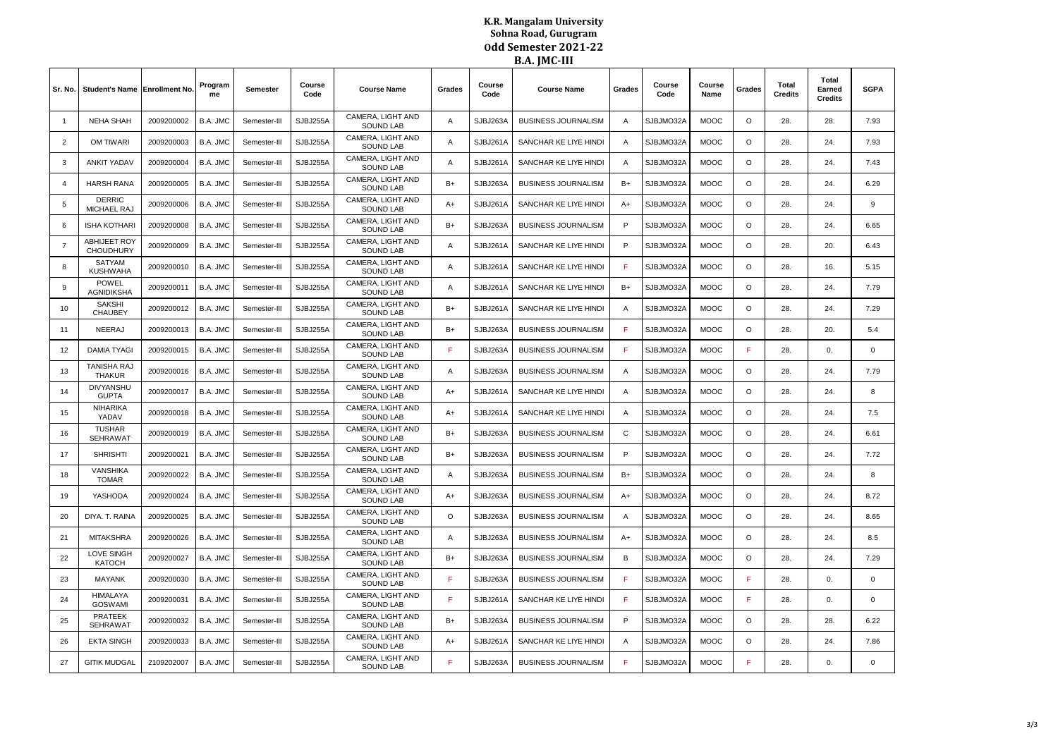# K.R. Mangalam University
## Sohna Road, Gurugram
## Odd Semester 2021-22
## B.A. JMC-III

| Sr. No. | Student's Name | Enrollment No. | Programme | Semester | Course Code | Course Name | Grades | Course Code | Course Name | Grades | Course Code | Course Name | Grades | Total Credits | Total Earned Credits | SGPA |
|---|---|---|---|---|---|---|---|---|---|---|---|---|---|---|---|---|
| 1 | NEHA SHAH | 2009200002 | B.A. JMC | Semester-III | SJBJ255A | CAMERA, LIGHT AND SOUND LAB | A | SJBJ263A | BUSINESS JOURNALISM | A | SJBJMO32A | MOOC | O | 28. | 28. | 7.93 |
| 2 | OM TIWARI | 2009200003 | B.A. JMC | Semester-III | SJBJ255A | CAMERA, LIGHT AND SOUND LAB | A | SJBJ261A | SANCHAR KE LIYE HINDI | A | SJBJMO32A | MOOC | O | 28. | 24. | 7.93 |
| 3 | ANKIT YADAV | 2009200004 | B.A. JMC | Semester-III | SJBJ255A | CAMERA, LIGHT AND SOUND LAB | A | SJBJ261A | SANCHAR KE LIYE HINDI | A | SJBJMO32A | MOOC | O | 28. | 24. | 7.43 |
| 4 | HARSH RANA | 2009200005 | B.A. JMC | Semester-III | SJBJ255A | CAMERA, LIGHT AND SOUND LAB | B+ | SJBJ263A | BUSINESS JOURNALISM | B+ | SJBJMO32A | MOOC | O | 28. | 24. | 6.29 |
| 5 | DERRIC MICHAEL RAJ | 2009200006 | B.A. JMC | Semester-III | SJBJ255A | CAMERA, LIGHT AND SOUND LAB | A+ | SJBJ261A | SANCHAR KE LIYE HINDI | A+ | SJBJMO32A | MOOC | O | 28. | 24. | 9 |
| 6 | ISHA KOTHARI | 2009200008 | B.A. JMC | Semester-III | SJBJ255A | CAMERA, LIGHT AND SOUND LAB | B+ | SJBJ263A | BUSINESS JOURNALISM | P | SJBJMO32A | MOOC | O | 28. | 24. | 6.65 |
| 7 | ABHIJEET ROY CHOUDHURY | 2009200009 | B.A. JMC | Semester-III | SJBJ255A | CAMERA, LIGHT AND SOUND LAB | A | SJBJ261A | SANCHAR KE LIYE HINDI | P | SJBJMO32A | MOOC | O | 28. | 20. | 6.43 |
| 8 | SATYAM KUSHWAHA | 2009200010 | B.A. JMC | Semester-III | SJBJ255A | CAMERA, LIGHT AND SOUND LAB | A | SJBJ261A | SANCHAR KE LIYE HINDI | F | SJBJMO32A | MOOC | O | 28. | 16. | 5.15 |
| 9 | POWEL AGNIDIKSHA | 2009200011 | B.A. JMC | Semester-III | SJBJ255A | CAMERA, LIGHT AND SOUND LAB | A | SJBJ261A | SANCHAR KE LIYE HINDI | B+ | SJBJMO32A | MOOC | O | 28. | 24. | 7.79 |
| 10 | SAKSHI CHAUBEY | 2009200012 | B.A. JMC | Semester-III | SJBJ255A | CAMERA, LIGHT AND SOUND LAB | B+ | SJBJ261A | SANCHAR KE LIYE HINDI | A | SJBJMO32A | MOOC | O | 28. | 24. | 7.29 |
| 11 | NEERAJ | 2009200013 | B.A. JMC | Semester-III | SJBJ255A | CAMERA, LIGHT AND SOUND LAB | B+ | SJBJ263A | BUSINESS JOURNALISM | F | SJBJMO32A | MOOC | O | 28. | 20. | 5.4 |
| 12 | DAMIA TYAGI | 2009200015 | B.A. JMC | Semester-III | SJBJ255A | CAMERA, LIGHT AND SOUND LAB | F | SJBJ263A | BUSINESS JOURNALISM | F | SJBJMO32A | MOOC | F | 28. | 0. | 0 |
| 13 | TANISHA RAJ THAKUR | 2009200016 | B.A. JMC | Semester-III | SJBJ255A | CAMERA, LIGHT AND SOUND LAB | A | SJBJ263A | BUSINESS JOURNALISM | A | SJBJMO32A | MOOC | O | 28. | 24. | 7.79 |
| 14 | DIVYANSHU GUPTA | 2009200017 | B.A. JMC | Semester-III | SJBJ255A | CAMERA, LIGHT AND SOUND LAB | A+ | SJBJ261A | SANCHAR KE LIYE HINDI | A | SJBJMO32A | MOOC | O | 28. | 24. | 8 |
| 15 | NIHARIKA YADAV | 2009200018 | B.A. JMC | Semester-III | SJBJ255A | CAMERA, LIGHT AND SOUND LAB | A+ | SJBJ261A | SANCHAR KE LIYE HINDI | A | SJBJMO32A | MOOC | O | 28. | 24. | 7.5 |
| 16 | TUSHAR SEHRAWAT | 2009200019 | B.A. JMC | Semester-III | SJBJ255A | CAMERA, LIGHT AND SOUND LAB | B+ | SJBJ263A | BUSINESS JOURNALISM | C | SJBJMO32A | MOOC | O | 28. | 24. | 6.61 |
| 17 | SHRISHTI | 2009200021 | B.A. JMC | Semester-III | SJBJ255A | CAMERA, LIGHT AND SOUND LAB | B+ | SJBJ263A | BUSINESS JOURNALISM | P | SJBJMO32A | MOOC | O | 28. | 24. | 7.72 |
| 18 | VANSHIKA TOMAR | 2009200022 | B.A. JMC | Semester-III | SJBJ255A | CAMERA, LIGHT AND SOUND LAB | A | SJBJ263A | BUSINESS JOURNALISM | B+ | SJBJMO32A | MOOC | O | 28. | 24. | 8 |
| 19 | YASHODA | 2009200024 | B.A. JMC | Semester-III | SJBJ255A | CAMERA, LIGHT AND SOUND LAB | A+ | SJBJ263A | BUSINESS JOURNALISM | A+ | SJBJMO32A | MOOC | O | 28. | 24. | 8.72 |
| 20 | DIYA. T. RAINA | 2009200025 | B.A. JMC | Semester-III | SJBJ255A | CAMERA, LIGHT AND SOUND LAB | O | SJBJ263A | BUSINESS JOURNALISM | A | SJBJMO32A | MOOC | O | 28. | 24. | 8.65 |
| 21 | MITAKSHRA | 2009200026 | B.A. JMC | Semester-III | SJBJ255A | CAMERA, LIGHT AND SOUND LAB | A | SJBJ263A | BUSINESS JOURNALISM | A+ | SJBJMO32A | MOOC | O | 28. | 24. | 8.5 |
| 22 | LOVE SINGH KATOCH | 2009200027 | B.A. JMC | Semester-III | SJBJ255A | CAMERA, LIGHT AND SOUND LAB | B+ | SJBJ263A | BUSINESS JOURNALISM | B | SJBJMO32A | MOOC | O | 28. | 24. | 7.29 |
| 23 | MAYANK | 2009200030 | B.A. JMC | Semester-III | SJBJ255A | CAMERA, LIGHT AND SOUND LAB | F | SJBJ263A | BUSINESS JOURNALISM | F | SJBJMO32A | MOOC | F | 28. | 0. | 0 |
| 24 | HIMALAYA GOSWAMI | 2009200031 | B.A. JMC | Semester-III | SJBJ255A | CAMERA, LIGHT AND SOUND LAB | F | SJBJ261A | SANCHAR KE LIYE HINDI | F | SJBJMO32A | MOOC | F | 28. | 0. | 0 |
| 25 | PRATEEK SEHRAWAT | 2009200032 | B.A. JMC | Semester-III | SJBJ255A | CAMERA, LIGHT AND SOUND LAB | B+ | SJBJ263A | BUSINESS JOURNALISM | P | SJBJMO32A | MOOC | O | 28. | 28. | 6.22 |
| 26 | EKTA SINGH | 2009200033 | B.A. JMC | Semester-III | SJBJ255A | CAMERA, LIGHT AND SOUND LAB | A+ | SJBJ261A | SANCHAR KE LIYE HINDI | A | SJBJMO32A | MOOC | O | 28. | 24. | 7.86 |
| 27 | GITIK MUDGAL | 2109202007 | B.A. JMC | Semester-III | SJBJ255A | CAMERA, LIGHT AND SOUND LAB | F | SJBJ263A | BUSINESS JOURNALISM | F | SJBJMO32A | MOOC | F | 28. | 0. | 0 |